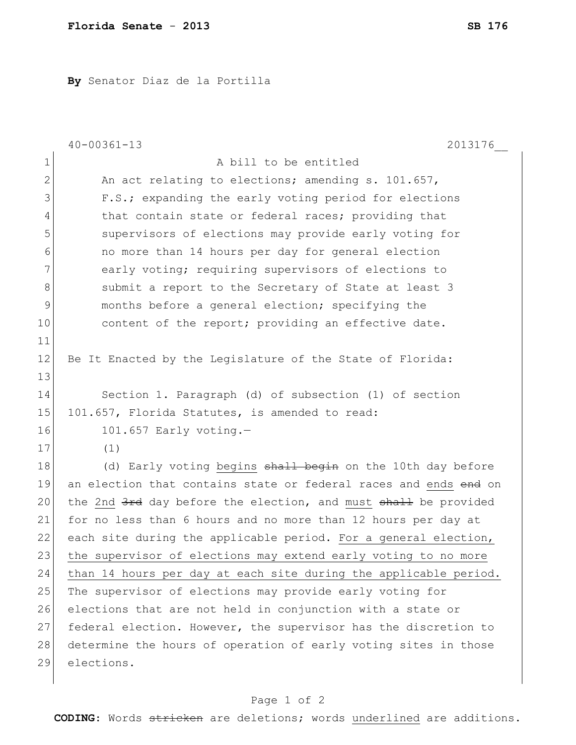By Senator Diaz de la Portilla

40-00361-13 2013176__

A bill to be entitled

An act relating to elections; amending s. 101.657, F.S.; expanding the early voting period for elections that contain state or federal races; providing that supervisors of elections may provide early voting for no more than 14 hours per day for general election early voting; requiring supervisors of elections to submit a report to the Secretary of State at least 3 months before a general election; specifying the content of the report; providing an effective date.

Be It Enacted by the Legislature of the State of Florida:

Section 1. Paragraph (d) of subsection (1) of section 101.657, Florida Statutes, is amended to read:

101.657 Early voting.—

(1)

(d) Early voting <u>begins</u> ~~shall begin~~ on the 10th day before an election that contains state or federal races and <u>ends</u> ~~end~~ on the <u>2nd</u> ~~3rd~~ day before the election, and <u>must</u> ~~shall~~ be provided for no less than 6 hours and no more than 12 hours per day at each site during the applicable period. <u>For a general election, the supervisor of elections may extend early voting to no more than 14 hours per day at each site during the applicable period.</u> The supervisor of elections may provide early voting for elections that are not held in conjunction with a state or federal election. However, the supervisor has the discretion to determine the hours of operation of early voting sites in those elections.

**CODING:** Words ~~stricken~~ are deletions; words <u>underlined</u> are additions.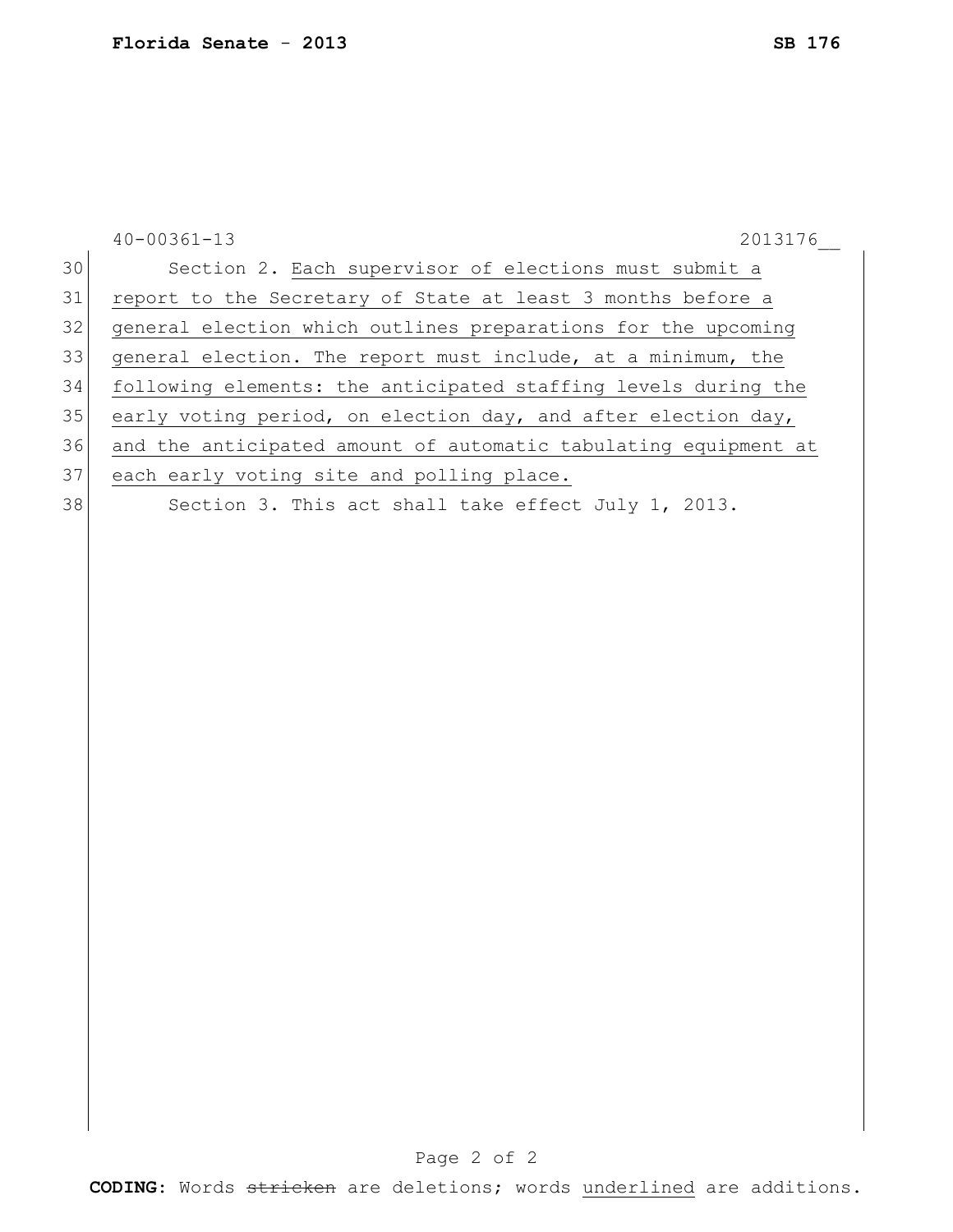Section 2. Each supervisor of elections must submit a report to the Secretary of State at least 3 months before a general election which outlines preparations for the upcoming general election. The report must include, at a minimum, the following elements: the anticipated staffing levels during the early voting period, on election day, and after election day, and the anticipated amount of automatic tabulating equipment at each early voting site and polling place.

Section 3. This act shall take effect July 1, 2013.

**CODING:** Words ~~stricken~~ are deletions; words underlined are additions.